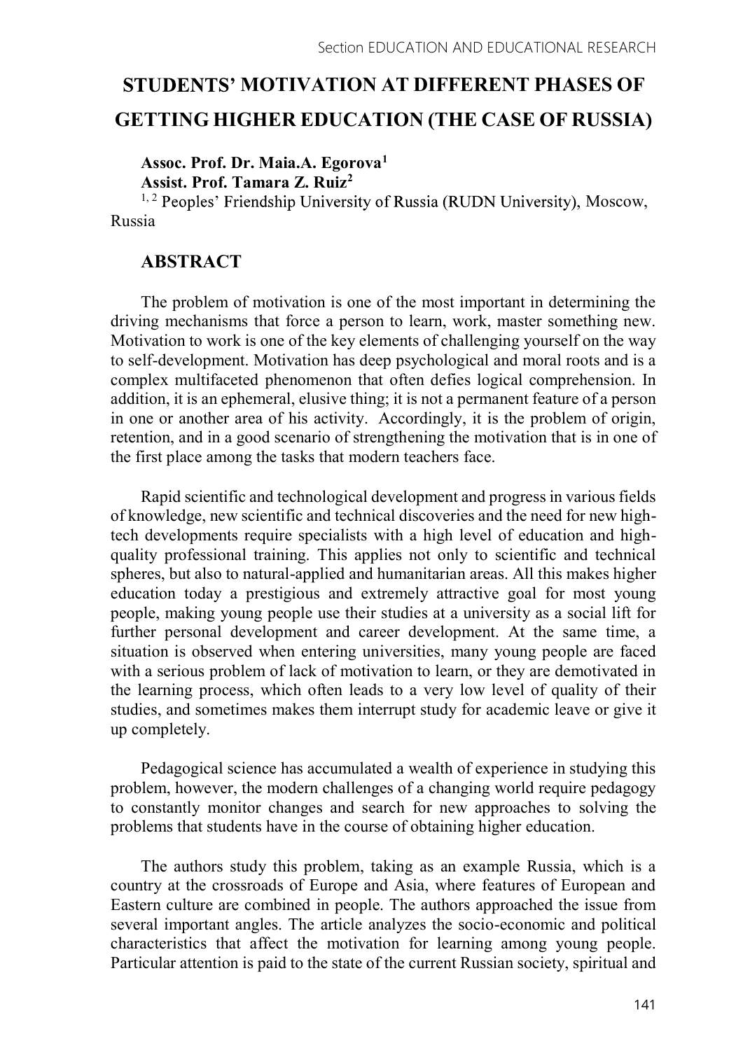# STUDENTS' MOTIVATION AT DIFFERENT PHASES OF GETTING HIGHER EDUCATION (THE CASE OF RUSSIA)

**Assoc. Prof. Dr. Maia.A. Egorova**[1]
**Assist. Prof. Tamara Z. Ruiz**[2]
[1, 2] Peoples' Friendship University of Russia (RUDN University), Moscow, Russia

## ABSTRACT

The problem of motivation is one of the most important in determining the driving mechanisms that force a person to learn, work, master something new. Motivation to work is one of the key elements of challenging yourself on the way to self-development. Motivation has deep psychological and moral roots and is a complex multifaceted phenomenon that often defies logical comprehension. In addition, it is an ephemeral, elusive thing; it is not a permanent feature of a person in one or another area of his activity. Accordingly, it is the problem of origin, retention, and in a good scenario of strengthening the motivation that is in one of the first place among the tasks that modern teachers face.

Rapid scientific and technological development and progress in various fields of knowledge, new scientific and technical discoveries and the need for new high-tech developments require specialists with a high level of education and high-quality professional training. This applies not only to scientific and technical spheres, but also to natural-applied and humanitarian areas. All this makes higher education today a prestigious and extremely attractive goal for most young people, making young people use their studies at a university as a social lift for further personal development and career development. At the same time, a situation is observed when entering universities, many young people are faced with a serious problem of lack of motivation to learn, or they are demotivated in the learning process, which often leads to a very low level of quality of their studies, and sometimes makes them interrupt study for academic leave or give it up completely.

Pedagogical science has accumulated a wealth of experience in studying this problem, however, the modern challenges of a changing world require pedagogy to constantly monitor changes and search for new approaches to solving the problems that students have in the course of obtaining higher education.

The authors study this problem, taking as an example Russia, which is a country at the crossroads of Europe and Asia, where features of European and Eastern culture are combined in people. The authors approached the issue from several important angles. The article analyzes the socio-economic and political characteristics that affect the motivation for learning among young people. Particular attention is paid to the state of the current Russian society, spiritual and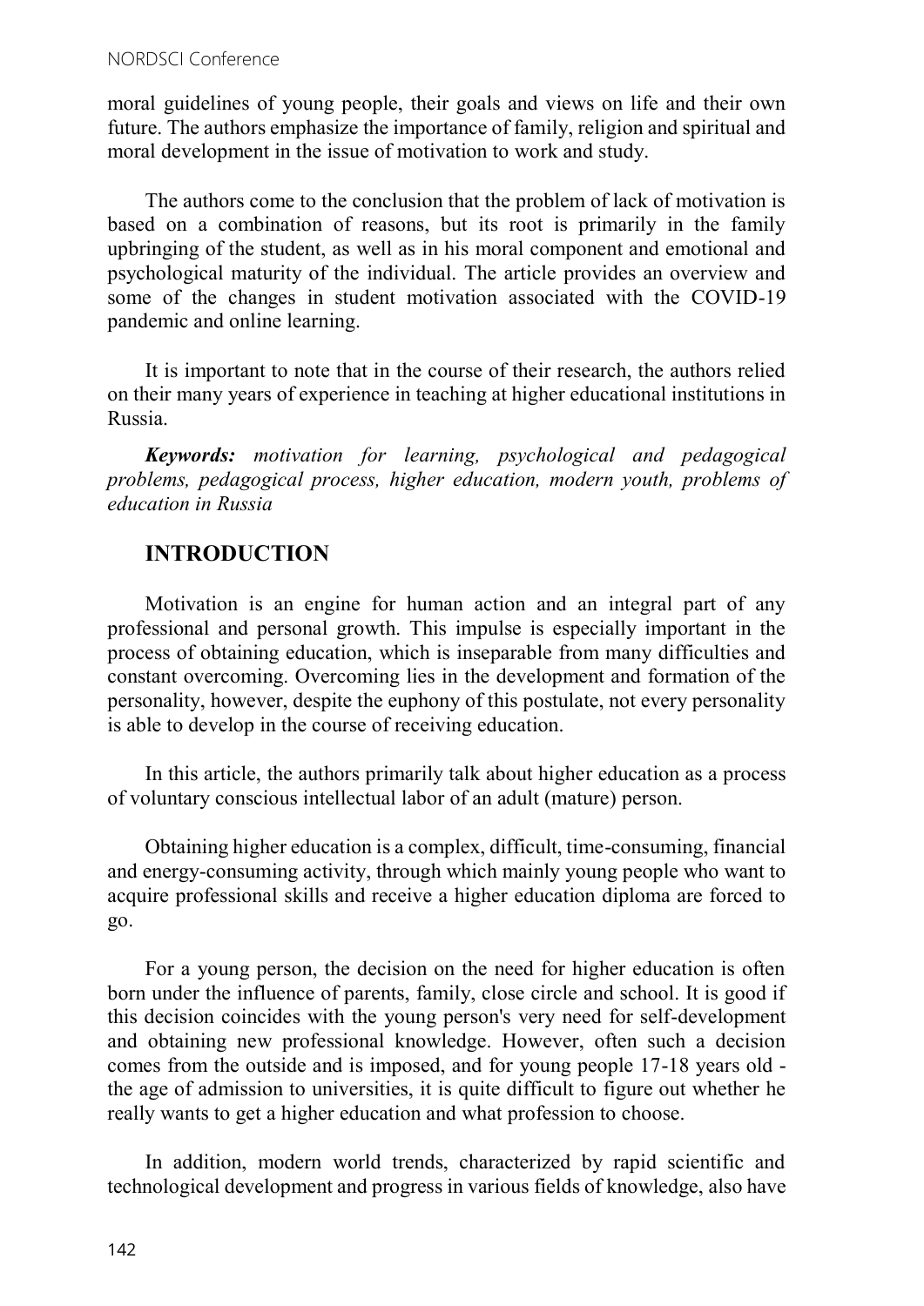moral guidelines of young people, their goals and views on life and their own future. The authors emphasize the importance of family, religion and spiritual and moral development in the issue of motivation to work and study.

The authors come to the conclusion that the problem of lack of motivation is based on a combination of reasons, but its root is primarily in the family upbringing of the student, as well as in his moral component and emotional and psychological maturity of the individual. The article provides an overview and some of the changes in student motivation associated with the COVID-19 pandemic and online learning.

It is important to note that in the course of their research, the authors relied on their many years of experience in teaching at higher educational institutions in Russia.

***Keywords:*** *motivation for learning, psychological and pedagogical problems, pedagogical process, higher education, modern youth, problems of education in Russia*

## INTRODUCTION

Motivation is an engine for human action and an integral part of any professional and personal growth. This impulse is especially important in the process of obtaining education, which is inseparable from many difficulties and constant overcoming. Overcoming lies in the development and formation of the personality, however, despite the euphony of this postulate, not every personality is able to develop in the course of receiving education.

In this article, the authors primarily talk about higher education as a process of voluntary conscious intellectual labor of an adult (mature) person.

Obtaining higher education is a complex, difficult, time-consuming, financial and energy-consuming activity, through which mainly young people who want to acquire professional skills and receive a higher education diploma are forced to go.

For a young person, the decision on the need for higher education is often born under the influence of parents, family, close circle and school. It is good if this decision coincides with the young person's very need for self-development and obtaining new professional knowledge. However, often such a decision comes from the outside and is imposed, and for young people 17-18 years old - the age of admission to universities, it is quite difficult to figure out whether he really wants to get a higher education and what profession to choose.

In addition, modern world trends, characterized by rapid scientific and technological development and progress in various fields of knowledge, also have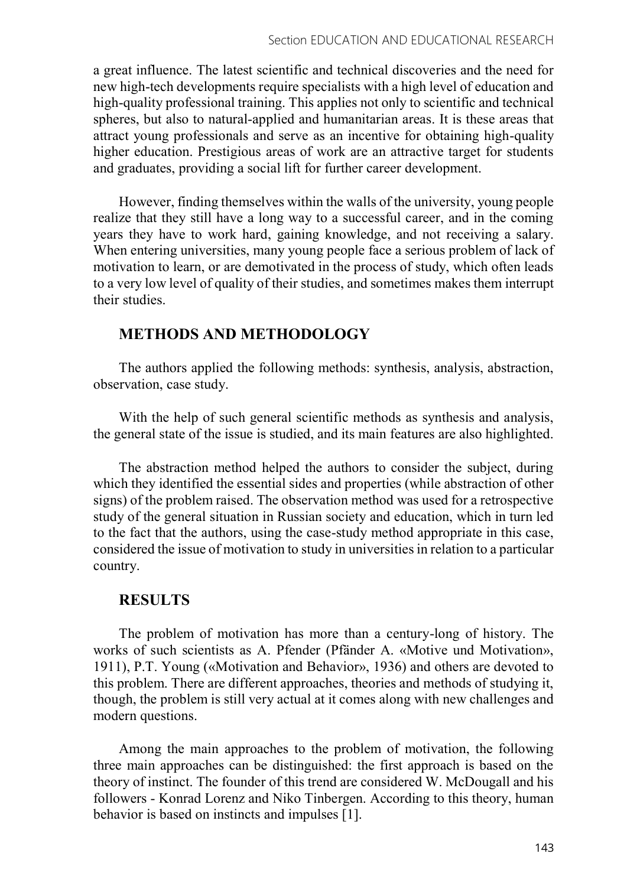a great influence. The latest scientific and technical discoveries and the need for new high-tech developments require specialists with a high level of education and high-quality professional training. This applies not only to scientific and technical spheres, but also to natural-applied and humanitarian areas. It is these areas that attract young professionals and serve as an incentive for obtaining high-quality higher education. Prestigious areas of work are an attractive target for students and graduates, providing a social lift for further career development.

However, finding themselves within the walls of the university, young people realize that they still have a long way to a successful career, and in the coming years they have to work hard, gaining knowledge, and not receiving a salary. When entering universities, many young people face a serious problem of lack of motivation to learn, or are demotivated in the process of study, which often leads to a very low level of quality of their studies, and sometimes makes them interrupt their studies.

## METHODS AND METHODOLOGY

The authors applied the following methods: synthesis, analysis, abstraction, observation, case study.

With the help of such general scientific methods as synthesis and analysis, the general state of the issue is studied, and its main features are also highlighted.

The abstraction method helped the authors to consider the subject, during which they identified the essential sides and properties (while abstraction of other signs) of the problem raised. The observation method was used for a retrospective study of the general situation in Russian society and education, which in turn led to the fact that the authors, using the case-study method appropriate in this case, considered the issue of motivation to study in universities in relation to a particular country.

## RESULTS

The problem of motivation has more than a century-long of history. The works of such scientists as A. Pfender (Pfänder A. «Motive und Motivation», 1911), P.T. Young («Motivation and Behavior», 1936) and others are devoted to this problem. There are different approaches, theories and methods of studying it, though, the problem is still very actual at it comes along with new challenges and modern questions.

Among the main approaches to the problem of motivation, the following three main approaches can be distinguished: the first approach is based on the theory of instinct. The founder of this trend are considered W. McDougall and his followers - Konrad Lorenz and Niko Tinbergen. According to this theory, human behavior is based on instincts and impulses [1].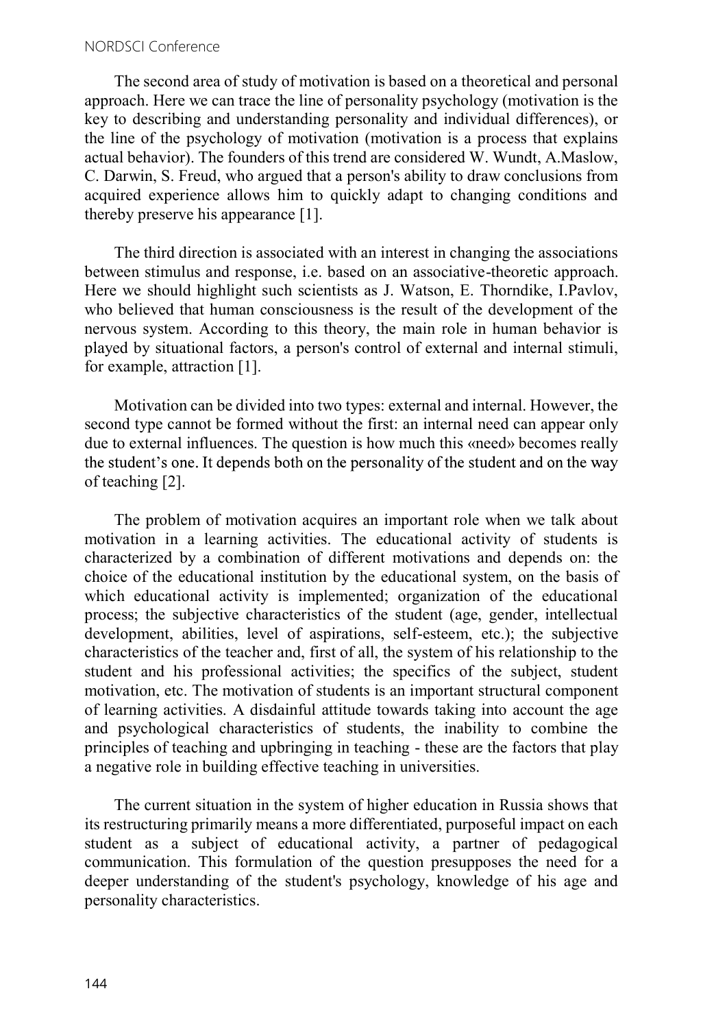The second area of study of motivation is based on a theoretical and personal approach. Here we can trace the line of personality psychology (motivation is the key to describing and understanding personality and individual differences), or the line of the psychology of motivation (motivation is a process that explains actual behavior). The founders of this trend are considered W. Wundt, A.Maslow, C. Darwin, S. Freud, who argued that a person's ability to draw conclusions from acquired experience allows him to quickly adapt to changing conditions and thereby preserve his appearance [1].

The third direction is associated with an interest in changing the associations between stimulus and response, i.e. based on an associative-theoretic approach. Here we should highlight such scientists as J. Watson, E. Thorndike, I.Pavlov, who believed that human consciousness is the result of the development of the nervous system. According to this theory, the main role in human behavior is played by situational factors, a person's control of external and internal stimuli, for example, attraction [1].

Motivation can be divided into two types: external and internal. However, the second type cannot be formed without the first: an internal need can appear only due to external influences. The question is how much this «need» becomes really the student's one. It depends both on the personality of the student and on the way of teaching [2].

The problem of motivation acquires an important role when we talk about motivation in a learning activities. The educational activity of students is characterized by a combination of different motivations and depends on: the choice of the educational institution by the educational system, on the basis of which educational activity is implemented; organization of the educational process; the subjective characteristics of the student (age, gender, intellectual development, abilities, level of aspirations, self-esteem, etc.); the subjective characteristics of the teacher and, first of all, the system of his relationship to the student and his professional activities; the specifics of the subject, student motivation, etc. The motivation of students is an important structural component of learning activities. A disdainful attitude towards taking into account the age and psychological characteristics of students, the inability to combine the principles of teaching and upbringing in teaching - these are the factors that play a negative role in building effective teaching in universities.

The current situation in the system of higher education in Russia shows that its restructuring primarily means a more differentiated, purposeful impact on each student as a subject of educational activity, a partner of pedagogical communication. This formulation of the question presupposes the need for a deeper understanding of the student's psychology, knowledge of his age and personality characteristics.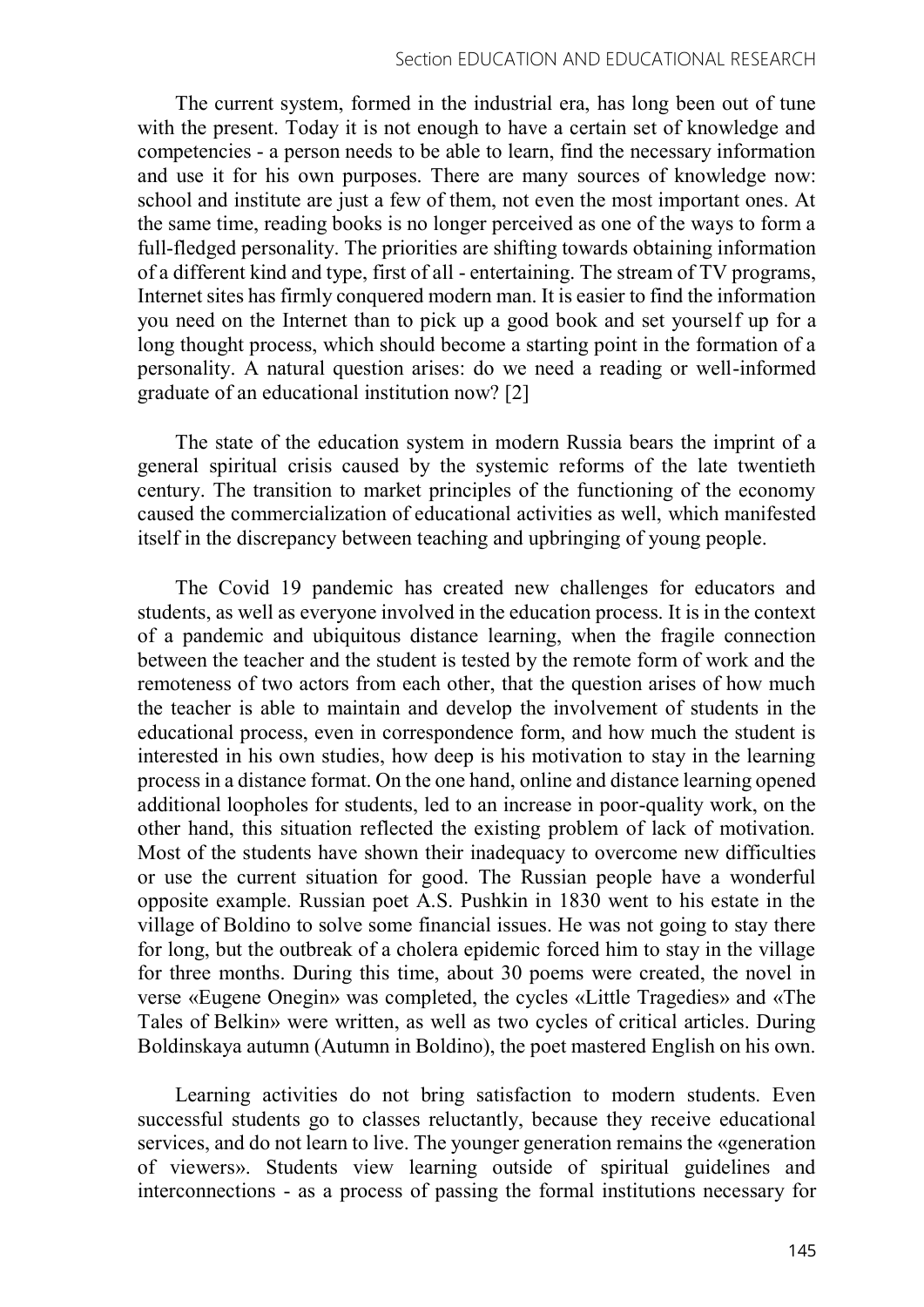The current system, formed in the industrial era, has long been out of tune with the present. Today it is not enough to have a certain set of knowledge and competencies - a person needs to be able to learn, find the necessary information and use it for his own purposes. There are many sources of knowledge now: school and institute are just a few of them, not even the most important ones. At the same time, reading books is no longer perceived as one of the ways to form a full-fledged personality. The priorities are shifting towards obtaining information of a different kind and type, first of all - entertaining. The stream of TV programs, Internet sites has firmly conquered modern man. It is easier to find the information you need on the Internet than to pick up a good book and set yourself up for a long thought process, which should become a starting point in the formation of a personality. A natural question arises: do we need a reading or well-informed graduate of an educational institution now? [2]

The state of the education system in modern Russia bears the imprint of a general spiritual crisis caused by the systemic reforms of the late twentieth century. The transition to market principles of the functioning of the economy caused the commercialization of educational activities as well, which manifested itself in the discrepancy between teaching and upbringing of young people.

The Covid 19 pandemic has created new challenges for educators and students, as well as everyone involved in the education process. It is in the context of a pandemic and ubiquitous distance learning, when the fragile connection between the teacher and the student is tested by the remote form of work and the remoteness of two actors from each other, that the question arises of how much the teacher is able to maintain and develop the involvement of students in the educational process, even in correspondence form, and how much the student is interested in his own studies, how deep is his motivation to stay in the learning process in a distance format. On the one hand, online and distance learning opened additional loopholes for students, led to an increase in poor-quality work, on the other hand, this situation reflected the existing problem of lack of motivation. Most of the students have shown their inadequacy to overcome new difficulties or use the current situation for good. The Russian people have a wonderful opposite example. Russian poet A.S. Pushkin in 1830 went to his estate in the village of Boldino to solve some financial issues. He was not going to stay there for long, but the outbreak of a cholera epidemic forced him to stay in the village for three months. During this time, about 30 poems were created, the novel in verse «Eugene Onegin» was completed, the cycles «Little Tragedies» and «The Tales of Belkin» were written, as well as two cycles of critical articles. During Boldinskaya autumn (Autumn in Boldino), the poet mastered English on his own.

Learning activities do not bring satisfaction to modern students. Even successful students go to classes reluctantly, because they receive educational services, and do not learn to live. The younger generation remains the «generation of viewers». Students view learning outside of spiritual guidelines and interconnections - as a process of passing the formal institutions necessary for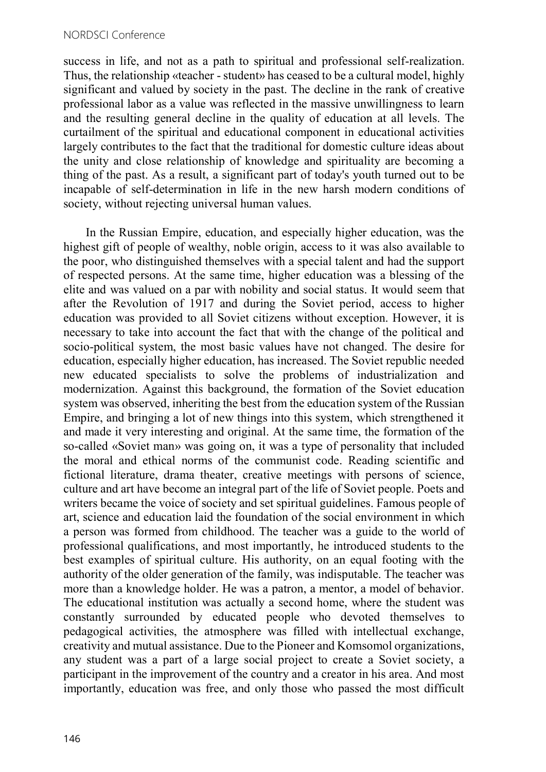success in life, and not as a path to spiritual and professional self-realization. Thus, the relationship «teacher - student» has ceased to be a cultural model, highly significant and valued by society in the past. The decline in the rank of creative professional labor as a value was reflected in the massive unwillingness to learn and the resulting general decline in the quality of education at all levels. The curtailment of the spiritual and educational component in educational activities largely contributes to the fact that the traditional for domestic culture ideas about the unity and close relationship of knowledge and spirituality are becoming a thing of the past. As a result, a significant part of today's youth turned out to be incapable of self-determination in life in the new harsh modern conditions of society, without rejecting universal human values.

In the Russian Empire, education, and especially higher education, was the highest gift of people of wealthy, noble origin, access to it was also available to the poor, who distinguished themselves with a special talent and had the support of respected persons. At the same time, higher education was a blessing of the elite and was valued on a par with nobility and social status. It would seem that after the Revolution of 1917 and during the Soviet period, access to higher education was provided to all Soviet citizens without exception. However, it is necessary to take into account the fact that with the change of the political and socio-political system, the most basic values have not changed. The desire for education, especially higher education, has increased. The Soviet republic needed new educated specialists to solve the problems of industrialization and modernization. Against this background, the formation of the Soviet education system was observed, inheriting the best from the education system of the Russian Empire, and bringing a lot of new things into this system, which strengthened it and made it very interesting and original. At the same time, the formation of the so-called «Soviet man» was going on, it was a type of personality that included the moral and ethical norms of the communist code. Reading scientific and fictional literature, drama theater, creative meetings with persons of science, culture and art have become an integral part of the life of Soviet people. Poets and writers became the voice of society and set spiritual guidelines. Famous people of art, science and education laid the foundation of the social environment in which a person was formed from childhood. The teacher was a guide to the world of professional qualifications, and most importantly, he introduced students to the best examples of spiritual culture. His authority, on an equal footing with the authority of the older generation of the family, was indisputable. The teacher was more than a knowledge holder. He was a patron, a mentor, a model of behavior. The educational institution was actually a second home, where the student was constantly surrounded by educated people who devoted themselves to pedagogical activities, the atmosphere was filled with intellectual exchange, creativity and mutual assistance. Due to the Pioneer and Komsomol organizations, any student was a part of a large social project to create a Soviet society, a participant in the improvement of the country and a creator in his area. And most importantly, education was free, and only those who passed the most difficult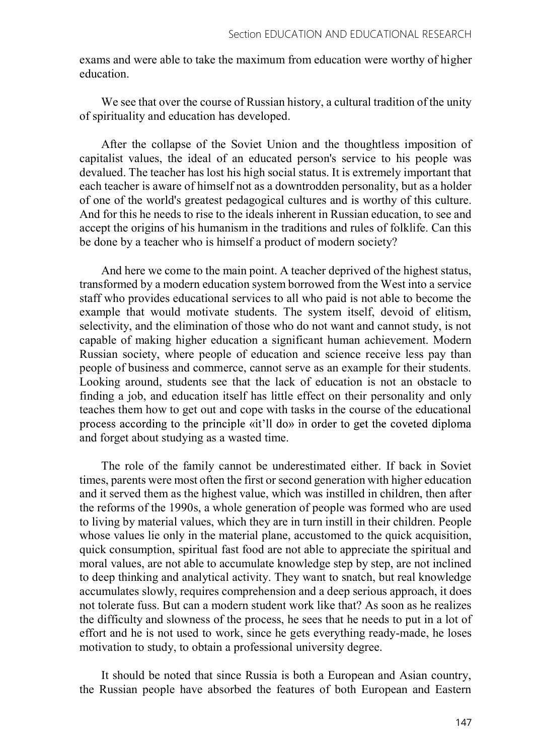exams and were able to take the maximum from education were worthy of higher education.

We see that over the course of Russian history, a cultural tradition of the unity of spirituality and education has developed.

After the collapse of the Soviet Union and the thoughtless imposition of capitalist values, the ideal of an educated person's service to his people was devalued. The teacher has lost his high social status. It is extremely important that each teacher is aware of himself not as a downtrodden personality, but as a holder of one of the world's greatest pedagogical cultures and is worthy of this culture. And for this he needs to rise to the ideals inherent in Russian education, to see and accept the origins of his humanism in the traditions and rules of folklife. Can this be done by a teacher who is himself a product of modern society?

And here we come to the main point. A teacher deprived of the highest status, transformed by a modern education system borrowed from the West into a service staff who provides educational services to all who paid is not able to become the example that would motivate students. The system itself, devoid of elitism, selectivity, and the elimination of those who do not want and cannot study, is not capable of making higher education a significant human achievement. Modern Russian society, where people of education and science receive less pay than people of business and commerce, cannot serve as an example for their students. Looking around, students see that the lack of education is not an obstacle to finding a job, and education itself has little effect on their personality and only teaches them how to get out and cope with tasks in the course of the educational process according to the principle «it'll do» in order to get the coveted diploma and forget about studying as a wasted time.

The role of the family cannot be underestimated either. If back in Soviet times, parents were most often the first or second generation with higher education and it served them as the highest value, which was instilled in children, then after the reforms of the 1990s, a whole generation of people was formed who are used to living by material values, which they are in turn instill in their children. People whose values lie only in the material plane, accustomed to the quick acquisition, quick consumption, spiritual fast food are not able to appreciate the spiritual and moral values, are not able to accumulate knowledge step by step, are not inclined to deep thinking and analytical activity. They want to snatch, but real knowledge accumulates slowly, requires comprehension and a deep serious approach, it does not tolerate fuss. But can a modern student work like that? As soon as he realizes the difficulty and slowness of the process, he sees that he needs to put in a lot of effort and he is not used to work, since he gets everything ready-made, he loses motivation to study, to obtain a professional university degree.

It should be noted that since Russia is both a European and Asian country, the Russian people have absorbed the features of both European and Eastern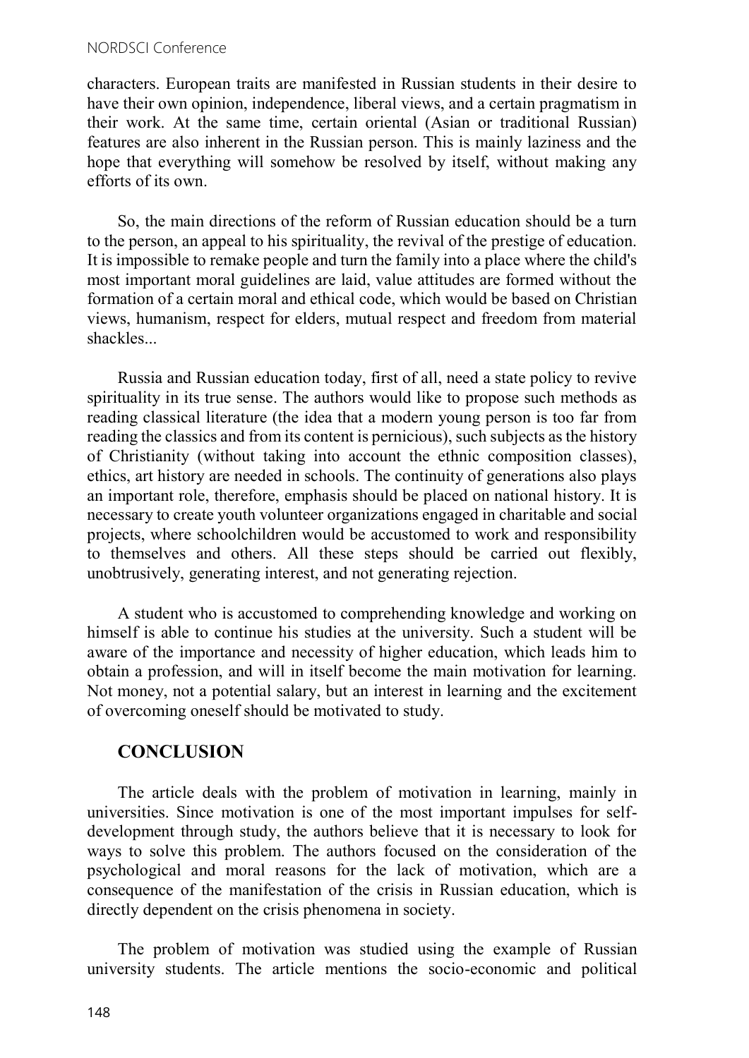characters. European traits are manifested in Russian students in their desire to have their own opinion, independence, liberal views, and a certain pragmatism in their work. At the same time, certain oriental (Asian or traditional Russian) features are also inherent in the Russian person. This is mainly laziness and the hope that everything will somehow be resolved by itself, without making any efforts of its own.

So, the main directions of the reform of Russian education should be a turn to the person, an appeal to his spirituality, the revival of the prestige of education. It is impossible to remake people and turn the family into a place where the child's most important moral guidelines are laid, value attitudes are formed without the formation of a certain moral and ethical code, which would be based on Christian views, humanism, respect for elders, mutual respect and freedom from material shackles...

Russia and Russian education today, first of all, need a state policy to revive spirituality in its true sense. The authors would like to propose such methods as reading classical literature (the idea that a modern young person is too far from reading the classics and from its content is pernicious), such subjects as the history of Christianity (without taking into account the ethnic composition classes), ethics, art history are needed in schools. The continuity of generations also plays an important role, therefore, emphasis should be placed on national history. It is necessary to create youth volunteer organizations engaged in charitable and social projects, where schoolchildren would be accustomed to work and responsibility to themselves and others. All these steps should be carried out flexibly, unobtrusively, generating interest, and not generating rejection.

A student who is accustomed to comprehending knowledge and working on himself is able to continue his studies at the university. Such a student will be aware of the importance and necessity of higher education, which leads him to obtain a profession, and will in itself become the main motivation for learning. Not money, not a potential salary, but an interest in learning and the excitement of overcoming oneself should be motivated to study.

## CONCLUSION

The article deals with the problem of motivation in learning, mainly in universities. Since motivation is one of the most important impulses for self-development through study, the authors believe that it is necessary to look for ways to solve this problem. The authors focused on the consideration of the psychological and moral reasons for the lack of motivation, which are a consequence of the manifestation of the crisis in Russian education, which is directly dependent on the crisis phenomena in society.

The problem of motivation was studied using the example of Russian university students. The article mentions the socio-economic and political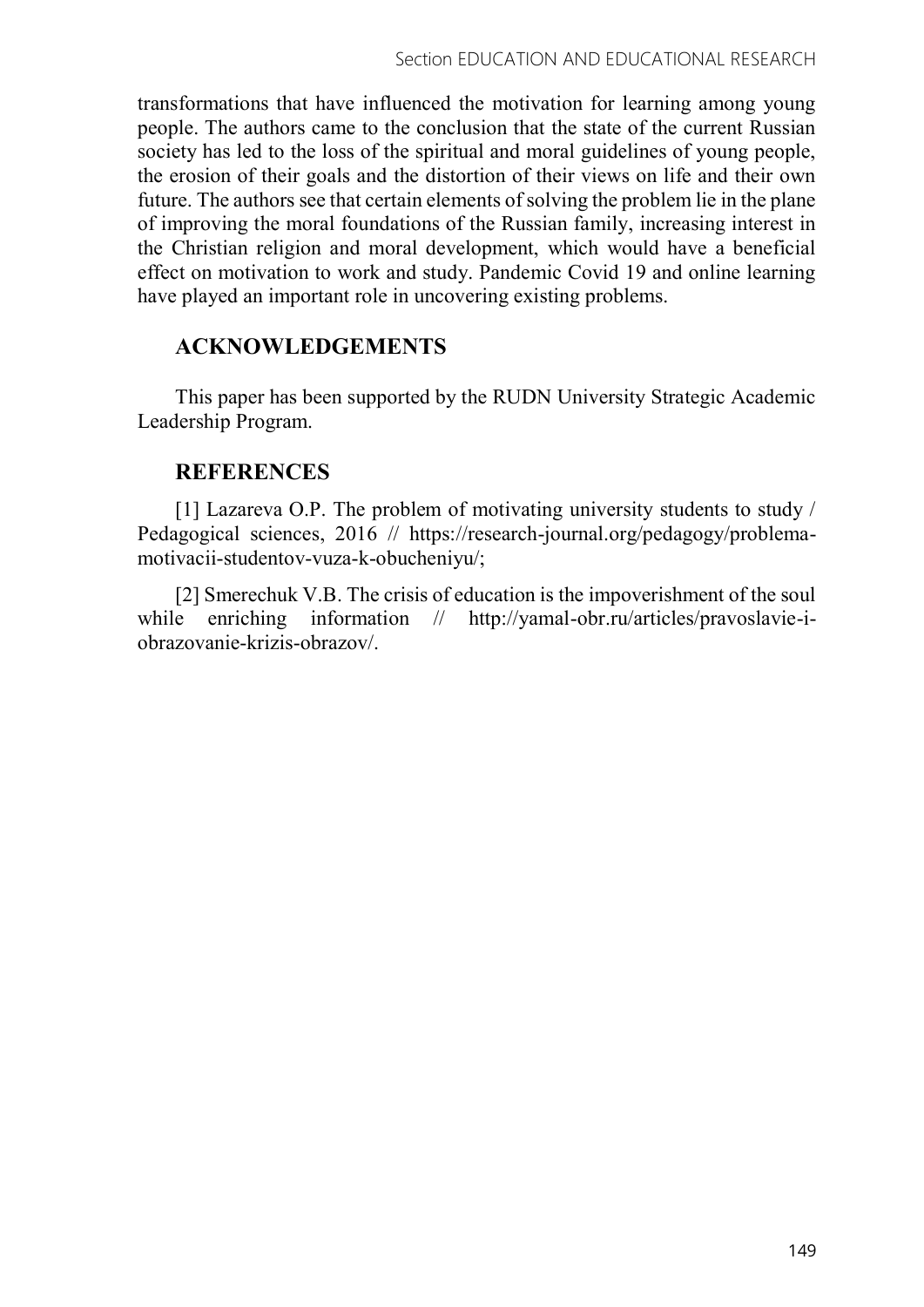transformations that have influenced the motivation for learning among young people. The authors came to the conclusion that the state of the current Russian society has led to the loss of the spiritual and moral guidelines of young people, the erosion of their goals and the distortion of their views on life and their own future. The authors see that certain elements of solving the problem lie in the plane of improving the moral foundations of the Russian family, increasing interest in the Christian religion and moral development, which would have a beneficial effect on motivation to work and study. Pandemic Covid 19 and online learning have played an important role in uncovering existing problems.

## ACKNOWLEDGEMENTS

This paper has been supported by the RUDN University Strategic Academic Leadership Program.

## REFERENCES

[1] Lazareva O.P. The problem of motivating university students to study / Pedagogical sciences, 2016 // https://research-journal.org/pedagogy/problema-motivacii-studentov-vuza-k-obucheniyu/;

[2] Smerechuk V.B. The crisis of education is the impoverishment of the soul while enriching information // http://yamal-obr.ru/articles/pravoslavie-i-obrazovanie-krizis-obrazov/.